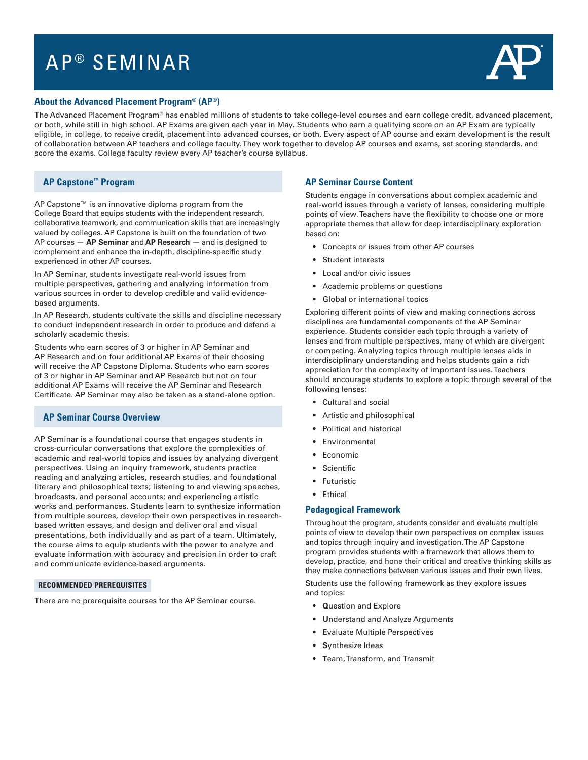# AP® SEMINAR

## About the Advanced Placement Program® (AP®)

The Advanced Placement Program® has enabled millions of students to take college-level courses and earn college credit, advanced placement, or both, while still in high school. AP Exams are given each year in May. Students who earn a qualifying score on an AP Exam are typically eligible, in college, to receive credit, placement into advanced courses, or both. Every aspect of AP course and exam development is the result of collaboration between AP teachers and college faculty. They work together to develop AP courses and exams, set scoring standards, and score the exams. College faculty review every AP teacher's course syllabus.

## AP Capstone™ Program

AP Capstone™ is an innovative diploma program from the College Board that equips students with the independent research, collaborative teamwork, and communication skills that are increasingly valued by colleges. AP Capstone is built on the foundation of two AP courses — **AP Seminar** and **AP Research** — and is designed to complement and enhance the in-depth, discipline-specific study experienced in other AP courses.

In AP Seminar, students investigate real-world issues from multiple perspectives, gathering and analyzing information from various sources in order to develop credible and valid evidence-based arguments.

In AP Research, students cultivate the skills and discipline necessary to conduct independent research in order to produce and defend a scholarly academic thesis.

Students who earn scores of 3 or higher in AP Seminar and AP Research and on four additional AP Exams of their choosing will receive the AP Capstone Diploma. Students who earn scores of 3 or higher in AP Seminar and AP Research but not on four additional AP Exams will receive the AP Seminar and Research Certificate. AP Seminar may also be taken as a stand-alone option.

## AP Seminar Course Overview

AP Seminar is a foundational course that engages students in cross-curricular conversations that explore the complexities of academic and real-world topics and issues by analyzing divergent perspectives. Using an inquiry framework, students practice reading and analyzing articles, research studies, and foundational literary and philosophical texts; listening to and viewing speeches, broadcasts, and personal accounts; and experiencing artistic works and performances. Students learn to synthesize information from multiple sources, develop their own perspectives in research-based written essays, and design and deliver oral and visual presentations, both individually and as part of a team. Ultimately, the course aims to equip students with the power to analyze and evaluate information with accuracy and precision in order to craft and communicate evidence-based arguments.

### RECOMMENDED PREREQUISITES

There are no prerequisite courses for the AP Seminar course.

## AP Seminar Course Content

Students engage in conversations about complex academic and real-world issues through a variety of lenses, considering multiple points of view. Teachers have the flexibility to choose one or more appropriate themes that allow for deep interdisciplinary exploration based on:

- Concepts or issues from other AP courses
- Student interests
- Local and/or civic issues
- Academic problems or questions
- Global or international topics

Exploring different points of view and making connections across disciplines are fundamental components of the AP Seminar experience. Students consider each topic through a variety of lenses and from multiple perspectives, many of which are divergent or competing. Analyzing topics through multiple lenses aids in interdisciplinary understanding and helps students gain a rich appreciation for the complexity of important issues. Teachers should encourage students to explore a topic through several of the following lenses:

- Cultural and social
- Artistic and philosophical
- Political and historical
- Environmental
- Economic
- Scientific
- Futuristic
- Ethical

## Pedagogical Framework

Throughout the program, students consider and evaluate multiple points of view to develop their own perspectives on complex issues and topics through inquiry and investigation. The AP Capstone program provides students with a framework that allows them to develop, practice, and hone their critical and creative thinking skills as they make connections between various issues and their own lives.

Students use the following framework as they explore issues and topics:

- **Q**uestion and Explore
- **U**nderstand and Analyze Arguments
- **E**valuate Multiple Perspectives
- **S**ynthesize Ideas
- **T**eam, Transform, and Transmit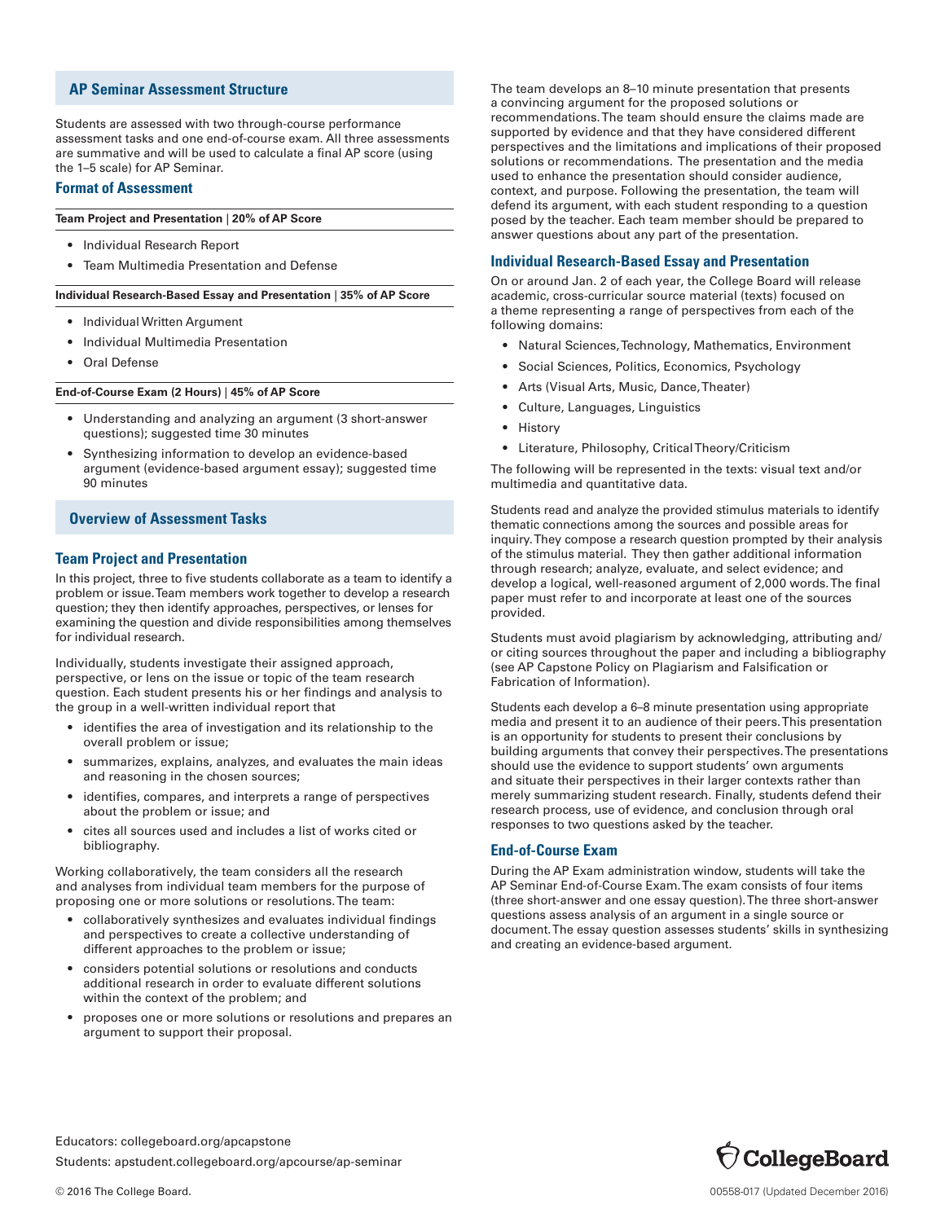## AP Seminar Assessment Structure

Students are assessed with two through-course performance assessment tasks and one end-of-course exam. All three assessments are summative and will be used to calculate a final AP score (using the 1–5 scale) for AP Seminar.

### Format of Assessment

**Team Project and Presentation | 20% of AP Score**

- Individual Research Report
- Team Multimedia Presentation and Defense

**Individual Research-Based Essay and Presentation | 35% of AP Score**

- Individual Written Argument
- Individual Multimedia Presentation
- Oral Defense

**End-of-Course Exam (2 Hours) | 45% of AP Score**

- Understanding and analyzing an argument (3 short-answer questions); suggested time 30 minutes
- Synthesizing information to develop an evidence-based argument (evidence-based argument essay); suggested time 90 minutes

## Overview of Assessment Tasks

### Team Project and Presentation

In this project, three to five students collaborate as a team to identify a problem or issue. Team members work together to develop a research question; they then identify approaches, perspectives, or lenses for examining the question and divide responsibilities among themselves for individual research.

Individually, students investigate their assigned approach, perspective, or lens on the issue or topic of the team research question. Each student presents his or her findings and analysis to the group in a well-written individual report that

- identifies the area of investigation and its relationship to the overall problem or issue;
- summarizes, explains, analyzes, and evaluates the main ideas and reasoning in the chosen sources;
- identifies, compares, and interprets a range of perspectives about the problem or issue; and
- cites all sources used and includes a list of works cited or bibliography.

Working collaboratively, the team considers all the research and analyses from individual team members for the purpose of proposing one or more solutions or resolutions. The team:

- collaboratively synthesizes and evaluates individual findings and perspectives to create a collective understanding of different approaches to the problem or issue;
- considers potential solutions or resolutions and conducts additional research in order to evaluate different solutions within the context of the problem; and
- proposes one or more solutions or resolutions and prepares an argument to support their proposal.

The team develops an 8–10 minute presentation that presents a convincing argument for the proposed solutions or recommendations. The team should ensure the claims made are supported by evidence and that they have considered different perspectives and the limitations and implications of their proposed solutions or recommendations. The presentation and the media used to enhance the presentation should consider audience, context, and purpose. Following the presentation, the team will defend its argument, with each student responding to a question posed by the teacher. Each team member should be prepared to answer questions about any part of the presentation.

### Individual Research-Based Essay and Presentation

On or around Jan. 2 of each year, the College Board will release academic, cross-curricular source material (texts) focused on a theme representing a range of perspectives from each of the following domains:

- Natural Sciences, Technology, Mathematics, Environment
- Social Sciences, Politics, Economics, Psychology
- Arts (Visual Arts, Music, Dance, Theater)
- Culture, Languages, Linguistics
- History
- Literature, Philosophy, Critical Theory/Criticism

The following will be represented in the texts: visual text and/or multimedia and quantitative data.

Students read and analyze the provided stimulus materials to identify thematic connections among the sources and possible areas for inquiry. They compose a research question prompted by their analysis of the stimulus material. They then gather additional information through research; analyze, evaluate, and select evidence; and develop a logical, well-reasoned argument of 2,000 words. The final paper must refer to and incorporate at least one of the sources provided.

Students must avoid plagiarism by acknowledging, attributing and/or citing sources throughout the paper and including a bibliography (see AP Capstone Policy on Plagiarism and Falsification or Fabrication of Information).

Students each develop a 6–8 minute presentation using appropriate media and present it to an audience of their peers. This presentation is an opportunity for students to present their conclusions by building arguments that convey their perspectives. The presentations should use the evidence to support students' own arguments and situate their perspectives in their larger contexts rather than merely summarizing student research. Finally, students defend their research process, use of evidence, and conclusion through oral responses to two questions asked by the teacher.

### End-of-Course Exam

During the AP Exam administration window, students will take the AP Seminar End-of-Course Exam. The exam consists of four items (three short-answer and one essay question). The three short-answer questions assess analysis of an argument in a single source or document. The essay question assesses students' skills in synthesizing and creating an evidence-based argument.

Educators: collegeboard.org/apcapstone

Students: apstudent.collegeboard.org/apcourse/ap-seminar

© 2016 The College Board.

00558-017 (Updated December 2016)